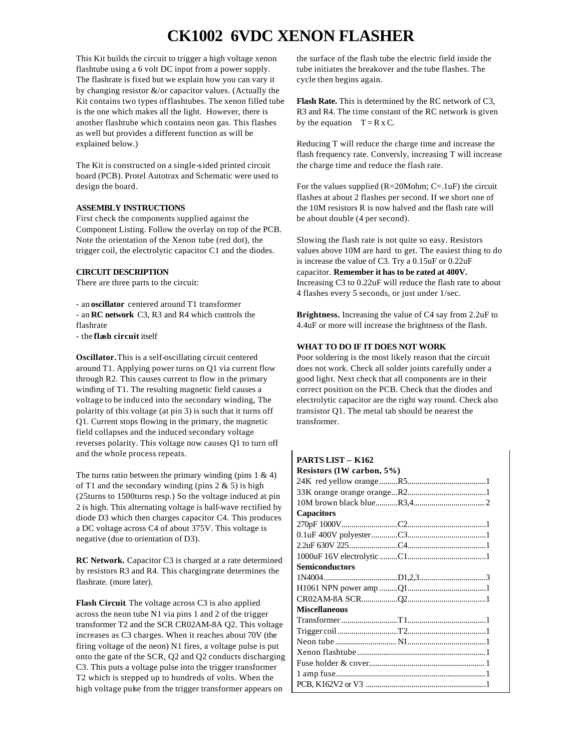# CK1002 6VDC XENON FLASHER

This Kit builds the circuit to trigger a high voltage xenon flashtube using a 6 volt DC input from a power supply. The flashrate is fixed but we explain how you can vary it by changing resistor &/or capacitor values. (Actually the Kit contains two types of flashtubes. The xenon filled tube is the one which makes all the light. However, there is another flashtube which contains neon gas. This flashes as well but provides a different function as will be explained below.)

The Kit is constructed on a single-sided printed circuit board (PCB). Protel Autotrax and Schematic were used to design the board.

### ASSEMBLY INSTRUCTIONS

First check the components supplied against the Component Listing. Follow the overlay on top of the PCB. Note the orientation of the Xenon tube (red dot), the trigger coil, the electrolytic capacitor C1 and the diodes.

### CIRCUIT DESCRIPTION

There are three parts to the circuit:

- an **oscillator** centered around T1 transformer
- an **RC network** C3, R3 and R4 which controls the flashrate
- the **flash circuit** itself

**Oscillator.** This is a self-oscillating circuit centered around T1. Applying power turns on Q1 via current flow through R2. This causes current to flow in the primary winding of T1. The resulting magnetic field causes a voltage to be induced into the secondary winding, The polarity of this voltage (at pin 3) is such that it turns off Q1. Current stops flowing in the primary, the magnetic field collapses and the induced secondary voltage reverses polarity. This voltage now causes Q1 to turn off and the whole process repeats.

The turns ratio between the primary winding (pins 1 & 4) of T1 and the secondary winding (pins 2 & 5) is high (25turns to 1500turns resp.) So the voltage induced at pin 2 is high. This alternating voltage is half-wave rectified by diode D3 which then charges capacitor C4. This produces a DC voltage across C4 of about 375V. This voltage is negative (due to orientation of D3).

**RC Network.** Capacitor C3 is charged at a rate determined by resistors R3 and R4. This charging rate determines the flashrate. (more later).

**Flash Circuit**. The voltage across C3 is also applied across the neon tube N1 via pins 1 and 2 of the trigger transformer T2 and the SCR CR02AM-8A Q2. This voltage increases as C3 charges. When it reaches about 70V (the firing voltage of the neon) N1 fires, a voltage pulse is put onto the gate of the SCR, Q2 and Q2 conducts discharging C3. This puts a voltage pulse into the trigger transformer T2 which is stepped up to hundreds of volts. When the high voltage pulse from the trigger transformer appears on the surface of the flash tube the electric field inside the tube initiates the breakover and the tube flashes. The cycle then begins again.

**Flash Rate.** This is determined by the RC network of C3, R3 and R4. The time constant of the RC network is given by the equation $T = R \times C$.

Reducing T will reduce the charge time and increase the flash frequency rate. Conversly, increasing T will increase the charge time and reduce the flash rate.

For the values supplied (R=20Mohm; C=.1uF) the circuit flashes at about 2 flashes per second. If we short one of the 10M resistors R is now halved and the flash rate will be about double (4 per second).

Slowing the flash rate is not quite so easy. Resistors values above 10M are hard to get. The easiest thing to do is increase the value of C3. Try a 0.15uF or 0.22uF capacitor. **Remember it has to be rated at 400V.** Increasing C3 to 0.22uF will reduce the flash rate to about 4 flashes every 5 seconds, or just under 1/sec.

**Brightness.** Increasing the value of C4 say from 2.2uF to 4.4uF or more will increase the brightness of the flash.

### WHAT TO DO IF IT DOES NOT WORK

Poor soldering is the most likely reason that the circuit does not work. Check all solder joints carefully under a good light. Next check that all components are in their correct position on the PCB. Check that the diodes and electrolytic capacitor are the right way round. Check also transistor Q1. The metal tab should be nearest the transformer.

### PARTS LIST – K162

| Item | Designator | Qty |
|---|---|---|
| **Resistors (1W carbon, 5%)** | | |
| 24K red yellow orange | R5 | 1 |
| 33K orange orange orange | R2 | 1 |
| 10M brown black blue | R3,4 | 2 |
| **Capacitors** | | |
| 270pF 1000V | C2 | 1 |
| 0.1uF 400V polyester | C3 | 1 |
| 2.2uF 630V 225 | C4 | 1 |
| 1000uF 16V electrolytic | C1 | 1 |
| **Semiconductors** | | |
| 1N4004 | D1,2,3 | 3 |
| H1061 NPN power amp | Q1 | 1 |
| CR02AM-8A SCR | Q2 | 1 |
| **Miscellaneous** | | |
| Transformer | T1 | 1 |
| Trigger coil | T2 | 1 |
| Neon tube | N1 | 1 |
| Xenon flashtube | | 1 |
| Fuse holder & cover | | 1 |
| 1 amp fuse | | 1 |
| PCB, K162V2 or V3 | | 1 |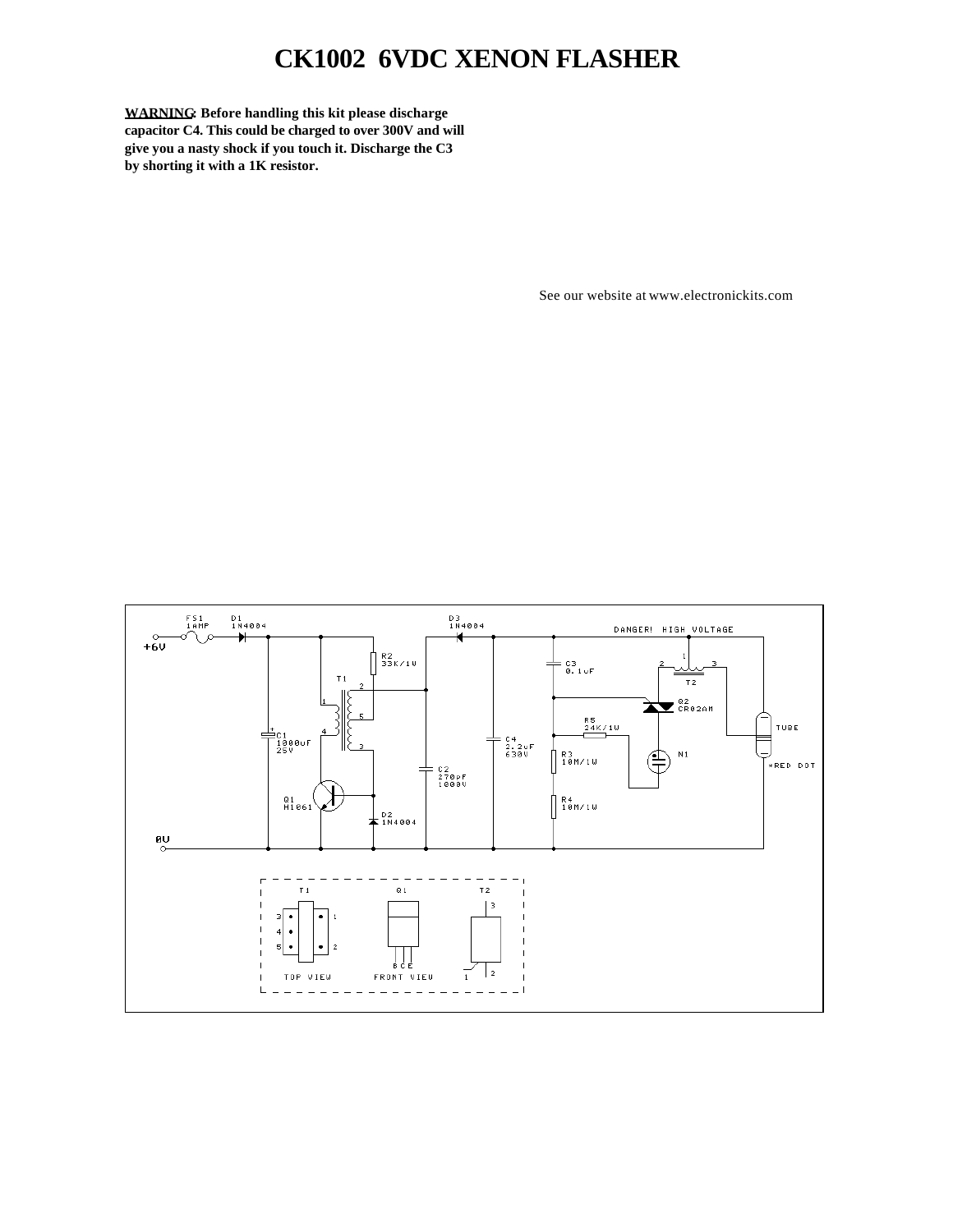# CK1002 6VDC XENON FLASHER

**WARNING: Before handling this kit please discharge capacitor C4. This could be charged to over 300V and will give you a nasty shock if you touch it. Discharge the C3 by shorting it with a 1K resistor.**

See our website at www.electronickits.com

FS1
1AMP

D1
1N4004

+6V

0V

C1
1000uF
25V

T1

R2
33K/1W

Q1
H1061

D2
1N4004

C2
270pF
1000V

D3
1N4004

C4
2.2uF
630V

C3
0.1uF

DANGER! HIGH VOLTAGE

T2

Q2
CR02AM

R5
24K/1W

R3
10M/1W

R4
10M/1W

N1

TUBE

*RED DOT

T1
TOP VIEW

Q1
B C E
FRONT VIEW

T2